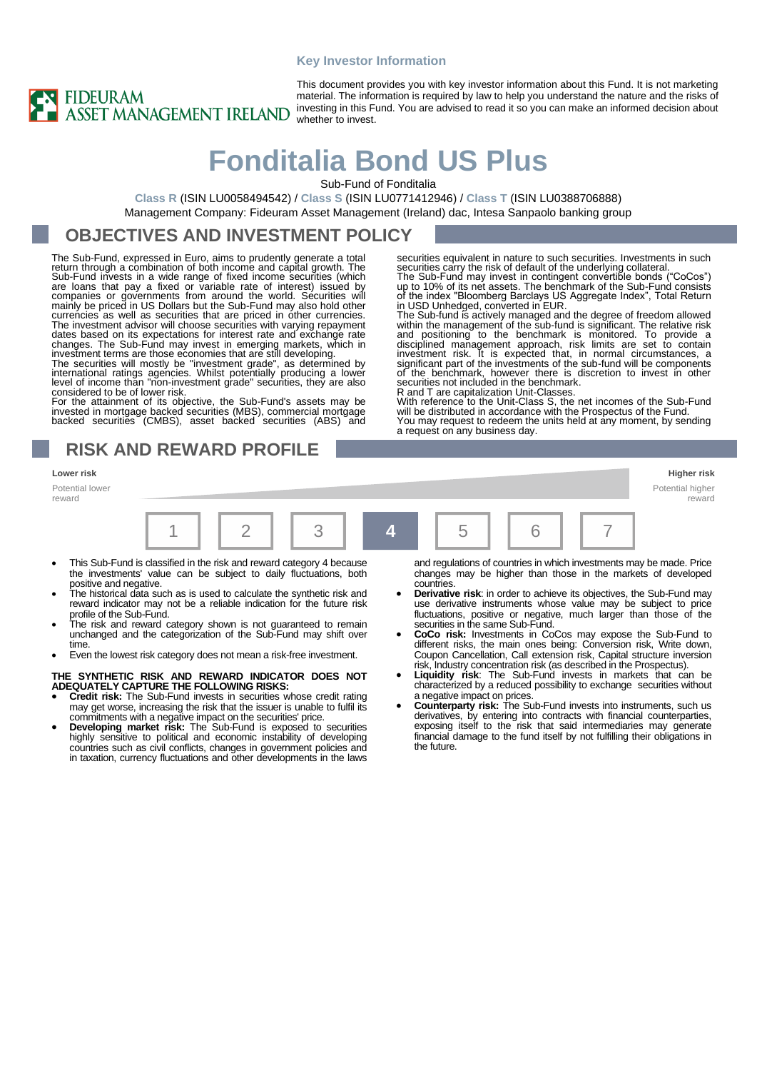Key Investor Information

FIDEURAM ASSET MANAGEMENT IRELAND

This document provides you with key investor information about this Fund. It is not marketing material. The information is required by law to help you understand the nature and the risks of investing in this Fund. You are advised to read it so you can make an informed decision about whether to invest.

# Fonditalia Bond US Plus

Sub-Fund of Fonditalia

Class R (ISIN LU0058494542) / Class S (ISIN LU0771412946) / Class T (ISIN LU0388706888)

Management Company: Fideuram Asset Management (Ireland) dac, Intesa Sanpaolo banking group

## OBJECTIVES AND INVESTMENT POLICY

The Sub-Fund, expressed in Euro, aims to prudently generate a total return through a combination of both income and capital growth. The Sub-Fund invests in a wide range of fixed income securities (which are loans that pay a fixed or variable rate of interest) issued by companies or governments from around the world. Securities will mainly be priced in US Dollars but the Sub-Fund may also hold other currencies as well as securities that are priced in other currencies. The investment advisor will choose securities with varying repayment dates based on its expectations for interest rate and exchange rate changes. The Sub-Fund may invest in emerging markets, which in investment terms are those economies that are still developing.

The securities will mostly be "investment grade", as determined by international ratings agencies. Whilst potentially producing a lower level of income than "non-investment grade" securities, they are also considered to be of lower risk.

For the attainment of its objective, the Sub-Fund's assets may be invested in mortgage backed securities (MBS), commercial mortgage backed securities (CMBS), asset backed securities (ABS) and securities equivalent in nature to such securities. Investments in such securities carry the risk of default of the underlying collateral.

The Sub-Fund may invest in contingent convertible bonds ("CoCos") up to 10% of its net assets. The benchmark of the Sub-Fund consists of the index "Bloomberg Barclays US Aggregate Index", Total Return in USD Unhedged, converted in EUR.

The Sub-fund is actively managed and the degree of freedom allowed within the management of the sub-fund is significant. The relative risk and positioning to the benchmark is monitored. To provide a disciplined management approach, risk limits are set to contain investment risk. It is expected that, in normal circumstances, a significant part of the investments of the sub-fund will be components of the benchmark, however there is discretion to invest in other securities not included in the benchmark.

R and T are capitalization Unit-Classes.

With reference to the Unit-Class S, the net incomes of the Sub-Fund will be distributed in accordance with the Prospectus of the Fund.

You may request to redeem the units held at any moment, by sending a request on any business day.

## RISK AND REWARD PROFILE

| Lower risk<br>Potential lower reward | | | | | | Higher risk<br>Potential higher reward |
|---|---|---|---|---|---|---|
| 1 | 2 | 3 | **4** | 5 | 6 | 7 |

- This Sub-Fund is classified in the risk and reward category 4 because the investments' value can be subject to daily fluctuations, both positive and negative.
- The historical data such as is used to calculate the synthetic risk and reward indicator may not be a reliable indication for the future risk profile of the Sub-Fund.
- The risk and reward category shown is not guaranteed to remain unchanged and the categorization of the Sub-Fund may shift over time.
- Even the lowest risk category does not mean a risk-free investment.

**THE SYNTHETIC RISK AND REWARD INDICATOR DOES NOT ADEQUATELY CAPTURE THE FOLLOWING RISKS:**

- **Credit risk:** The Sub-Fund invests in securities whose credit rating may get worse, increasing the risk that the issuer is unable to fulfil its commitments with a negative impact on the securities' price.
- **Developing market risk:** The Sub-Fund is exposed to securities highly sensitive to political and economic instability of developing countries such as civil conflicts, changes in government policies and in taxation, currency fluctuations and other developments in the laws and regulations of countries in which investments may be made. Price changes may be higher than those in the markets of developed countries.
- **Derivative risk**: in order to achieve its objectives, the Sub-Fund may use derivative instruments whose value may be subject to price fluctuations, positive or negative, much larger than those of the securities in the same Sub-Fund.
- **CoCo risk:** Investments in CoCos may expose the Sub-Fund to different risks, the main ones being: Conversion risk, Write down, Coupon Cancellation, Call extension risk, Capital structure inversion risk, Industry concentration risk (as described in the Prospectus).
- **Liquidity risk**: The Sub-Fund invests in markets that can be characterized by a reduced possibility to exchange securities without a negative impact on prices.
- **Counterparty risk:** The Sub-Fund invests into instruments, such us derivatives, by entering into contracts with financial counterparties, exposing itself to the risk that said intermediaries may generate financial damage to the fund itself by not fulfilling their obligations in the future.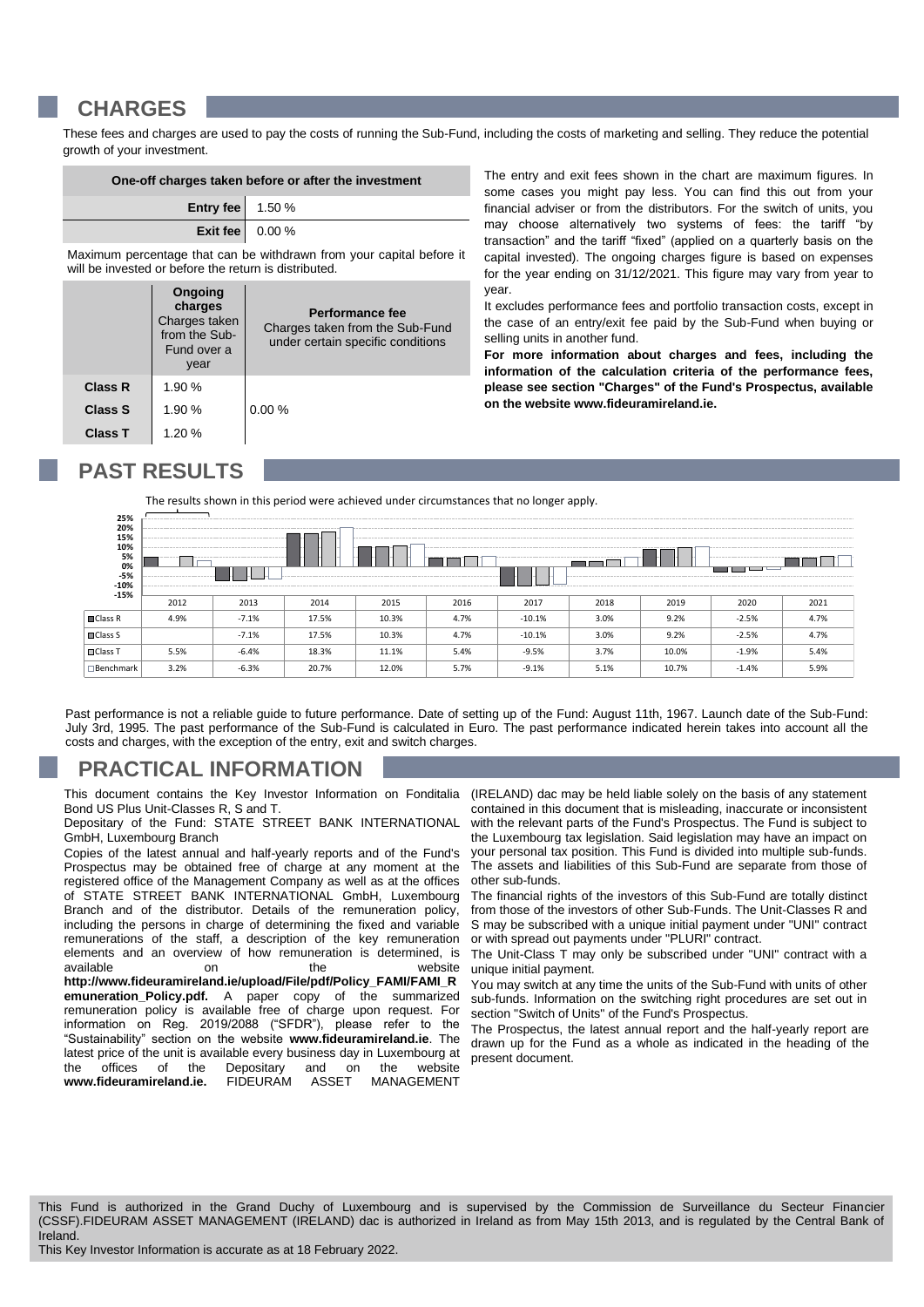## CHARGES

These fees and charges are used to pay the costs of running the Sub-Fund, including the costs of marketing and selling. They reduce the potential growth of your investment.

| One-off charges taken before or after the investment | |
|---|---|
| **Entry fee** | 1.50 % |
| **Exit fee** | 0.00 % |

Maximum percentage that can be withdrawn from your capital before it will be invested or before the return is distributed.

| | **Ongoing charges** Charges taken from the Sub-Fund over a year | **Performance fee** Charges taken from the Sub-Fund under certain specific conditions |
|---|---|---|
| **Class R** | 1.90 % | |
| **Class S** | 1.90 % | 0.00 % |
| **Class T** | 1.20 % | |

The entry and exit fees shown in the chart are maximum figures. In some cases you might pay less. You can find this out from your financial adviser or from the distributors. For the switch of units, you may choose alternatively two systems of fees: the tariff "by transaction" and the tariff "fixed" (applied on a quarterly basis on the capital invested). The ongoing charges figure is based on expenses for the year ending on 31/12/2021. This figure may vary from year to year.

It excludes performance fees and portfolio transaction costs, except in the case of an entry/exit fee paid by the Sub-Fund when buying or selling units in another fund.

**For more information about charges and fees, including the information of the calculation criteria of the performance fees, please see section "Charges" of the Fund's Prospectus, available on the website www.fideuramireland.ie.**

## PAST RESULTS

The results shown in this period were achieved under circumstances that no longer apply.

25%
20%
15%
10%
5%
0%
-5%
-10%
-15%

| | 2012 | 2013 | 2014 | 2015 | 2016 | 2017 | 2018 | 2019 | 2020 | 2021 |
|---|---|---|---|---|---|---|---|---|---|---|
| Class R | 4.9% | -7.1% | 17.5% | 10.3% | 4.7% | -10.1% | 3.0% | 9.2% | -2.5% | 4.7% |
| Class S | | -7.1% | 17.5% | 10.3% | 4.7% | -10.1% | 3.0% | 9.2% | -2.5% | 4.7% |
| Class T | 5.5% | -6.4% | 18.3% | 11.1% | 5.4% | -9.5% | 3.7% | 10.0% | -1.9% | 5.4% |
| Benchmark | 3.2% | -6.3% | 20.7% | 12.0% | 5.7% | -9.1% | 5.1% | 10.7% | -1.4% | 5.9% |

Past performance is not a reliable guide to future performance. Date of setting up of the Fund: August 11th, 1967. Launch date of the Sub-Fund: July 3rd, 1995. The past performance of the Sub-Fund is calculated in Euro. The past performance indicated herein takes into account all the costs and charges, with the exception of the entry, exit and switch charges.

## PRACTICAL INFORMATION

This document contains the Key Investor Information on Fonditalia Bond US Plus Unit-Classes R, S and T.

Depositary of the Fund: STATE STREET BANK INTERNATIONAL GmbH, Luxembourg Branch

Copies of the latest annual and half-yearly reports and of the Fund's Prospectus may be obtained free of charge at any moment at the registered office of the Management Company as well as at the offices of STATE STREET BANK INTERNATIONAL GmbH, Luxembourg Branch and of the distributor. Details of the remuneration policy, including the persons in charge of determining the fixed and variable remunerations of the staff, a description of the key remuneration elements and an overview of how remuneration is determined, is available on the website **http://www.fideuramireland.ie/upload/File/pdf/Policy_FAMI/FAMI_Remuneration_Policy.pdf.** A paper copy of the summarized remuneration policy is available free of charge upon request. For information on Reg. 2019/2088 ("SFDR"), please refer to the "Sustainability" section on the website **www.fideuramireland.ie**. The latest price of the unit is available every business day in Luxembourg at the offices of the Depositary and on the website **www.fideuramireland.ie.** FIDEURAM ASSET MANAGEMENT (IRELAND) dac may be held liable solely on the basis of any statement contained in this document that is misleading, inaccurate or inconsistent with the relevant parts of the Fund's Prospectus. The Fund is subject to the Luxembourg tax legislation. Said legislation may have an impact on your personal tax position. This Fund is divided into multiple sub-funds. The assets and liabilities of this Sub-Fund are separate from those of other sub-funds.

The financial rights of the investors of this Sub-Fund are totally distinct from those of the investors of other Sub-Funds. The Unit-Classes R and S may be subscribed with a unique initial payment under "UNI" contract or with spread out payments under "PLURI" contract.

The Unit-Class T may only be subscribed under "UNI" contract with a unique initial payment.

You may switch at any time the units of the Sub-Fund with units of other sub-funds. Information on the switching right procedures are set out in section "Switch of Units" of the Fund's Prospectus.

The Prospectus, the latest annual report and the half-yearly report are drawn up for the Fund as a whole as indicated in the heading of the present document.

This Fund is authorized in the Grand Duchy of Luxembourg and is supervised by the Commission de Surveillance du Secteur Financier (CSSF).FIDEURAM ASSET MANAGEMENT (IRELAND) dac is authorized in Ireland as from May 15th 2013, and is regulated by the Central Bank of Ireland.

This Key Investor Information is accurate as at 18 February 2022.